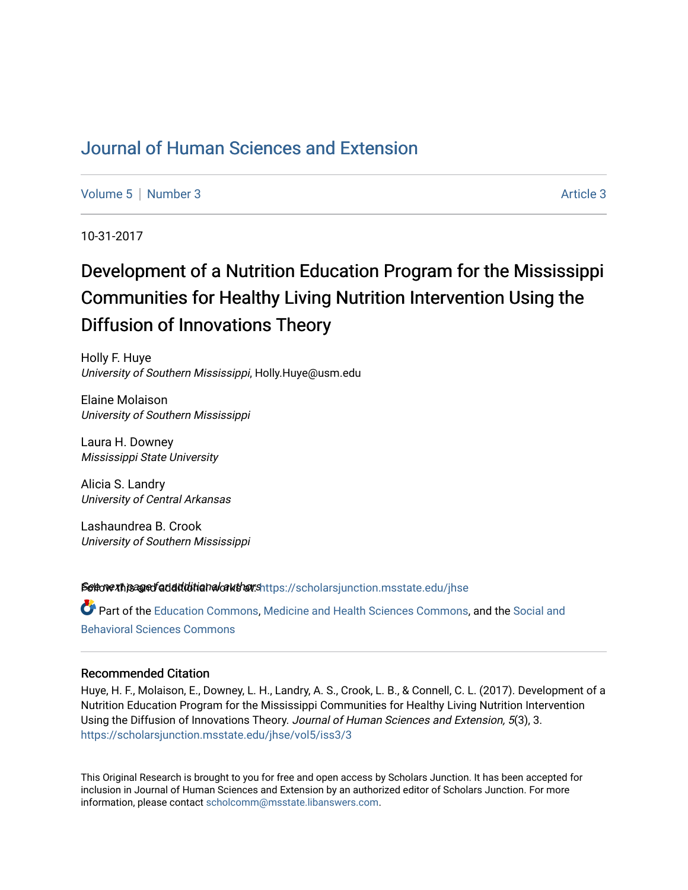# Journal of Human Sciences and Extension

Volume 5 | Number 3 | Article 3

10-31-2017

## Development of a Nutrition Education Program for the Mississippi Communities for Healthy Living Nutrition Intervention Using the Diffusion of Innovations Theory

Holly F. Huye
*University of Southern Mississippi*, Holly.Huye@usm.edu

Elaine Molaison
*University of Southern Mississippi*

Laura H. Downey
*Mississippi State University*

Alicia S. Landry
*University of Central Arkansas*

Lashaundrea B. Crook
*University of Southern Mississippi*

*See next page for additional authors*

Follow this and additional works at: https://scholarsjunction.msstate.edu/jhse

Part of the Education Commons, Medicine and Health Sciences Commons, and the Social and Behavioral Sciences Commons

### Recommended Citation

Huye, H. F., Molaison, E., Downey, L. H., Landry, A. S., Crook, L. B., & Connell, C. L. (2017). Development of a Nutrition Education Program for the Mississippi Communities for Healthy Living Nutrition Intervention Using the Diffusion of Innovations Theory. *Journal of Human Sciences and Extension, 5*(3), 3. https://scholarsjunction.msstate.edu/jhse/vol5/iss3/3

This Original Research is brought to you for free and open access by Scholars Junction. It has been accepted for inclusion in Journal of Human Sciences and Extension by an authorized editor of Scholars Junction. For more information, please contact scholcomm@msstate.libanswers.com.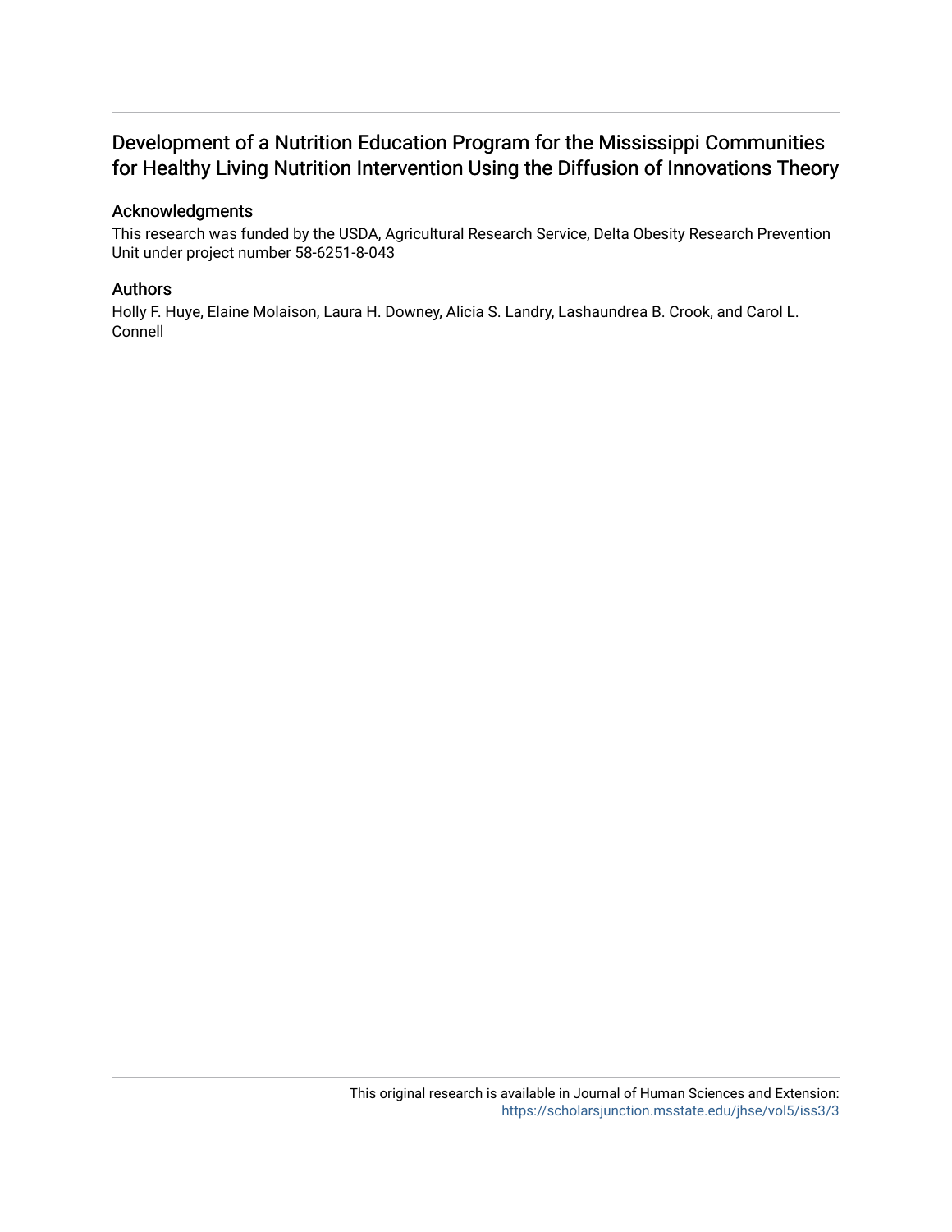# Development of a Nutrition Education Program for the Mississippi Communities for Healthy Living Nutrition Intervention Using the Diffusion of Innovations Theory

## Acknowledgments

This research was funded by the USDA, Agricultural Research Service, Delta Obesity Research Prevention Unit under project number 58-6251-8-043

## Authors

Holly F. Huye, Elaine Molaison, Laura H. Downey, Alicia S. Landry, Lashaundrea B. Crook, and Carol L. Connell

This original research is available in Journal of Human Sciences and Extension: https://scholarsjunction.msstate.edu/jhse/vol5/iss3/3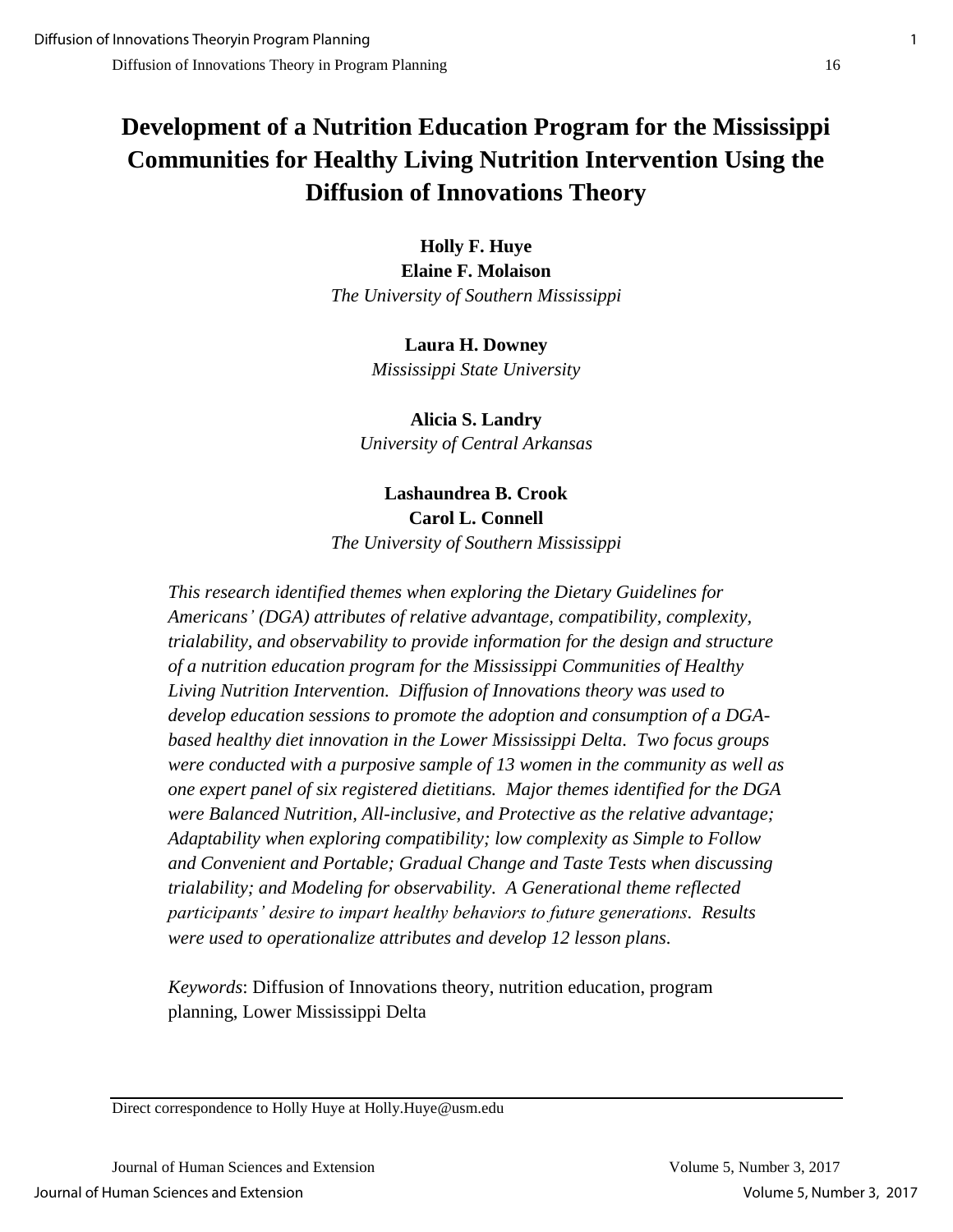# Development of a Nutrition Education Program for the Mississippi Communities for Healthy Living Nutrition Intervention Using the Diffusion of Innovations Theory

**Holly F. Huye**  
**Elaine F. Molaison**  
*The University of Southern Mississippi*

**Laura H. Downey**  
*Mississippi State University*

**Alicia S. Landry**  
*University of Central Arkansas*

**Lashaundrea B. Crook**  
**Carol L. Connell**  
*The University of Southern Mississippi*

*This research identified themes when exploring the Dietary Guidelines for Americans' (DGA) attributes of relative advantage, compatibility, complexity, trialability, and observability to provide information for the design and structure of a nutrition education program for the Mississippi Communities of Healthy Living Nutrition Intervention. Diffusion of Innovations theory was used to develop education sessions to promote the adoption and consumption of a DGA-based healthy diet innovation in the Lower Mississippi Delta. Two focus groups were conducted with a purposive sample of 13 women in the community as well as one expert panel of six registered dietitians. Major themes identified for the DGA were Balanced Nutrition, All-inclusive, and Protective as the relative advantage; Adaptability when exploring compatibility; low complexity as Simple to Follow and Convenient and Portable; Gradual Change and Taste Tests when discussing trialability; and Modeling for observability. A Generational theme reflected participants' desire to impart healthy behaviors to future generations. Results were used to operationalize attributes and develop 12 lesson plans.*

*Keywords*: Diffusion of Innovations theory, nutrition education, program planning, Lower Mississippi Delta

---

Direct correspondence to Holly Huye at Holly.Huye@usm.edu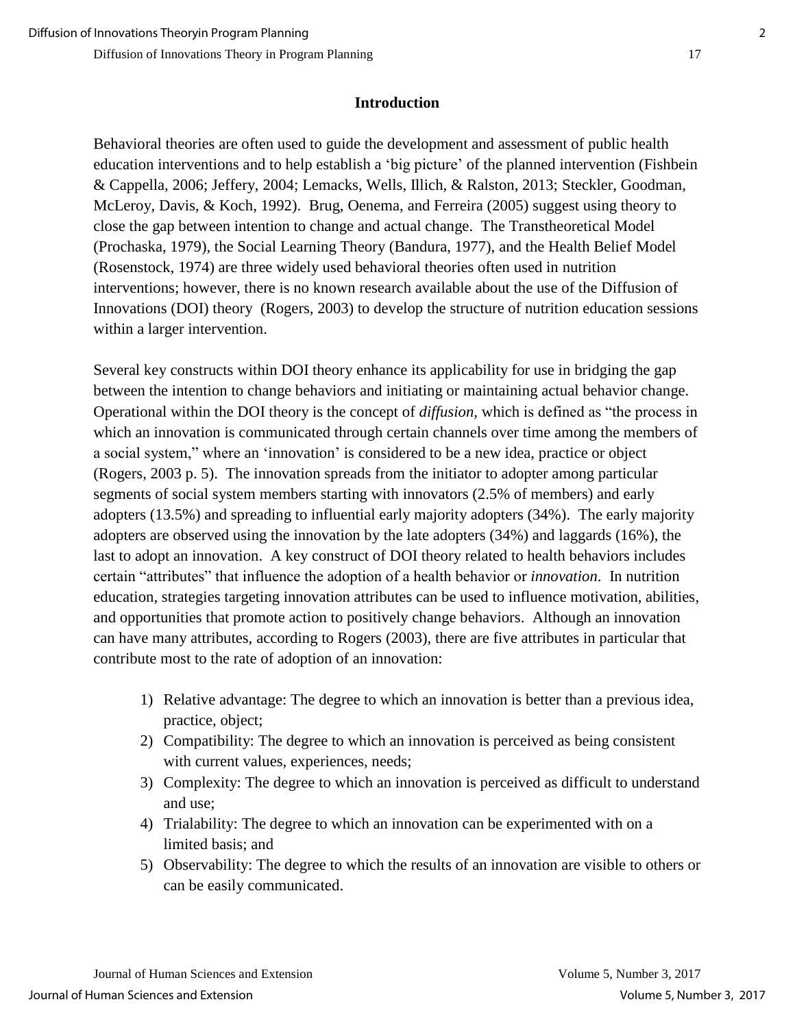## Introduction

Behavioral theories are often used to guide the development and assessment of public health education interventions and to help establish a 'big picture' of the planned intervention (Fishbein & Cappella, 2006; Jeffery, 2004; Lemacks, Wells, Illich, & Ralston, 2013; Steckler, Goodman, McLeroy, Davis, & Koch, 1992). Brug, Oenema, and Ferreira (2005) suggest using theory to close the gap between intention to change and actual change. The Transtheoretical Model (Prochaska, 1979), the Social Learning Theory (Bandura, 1977), and the Health Belief Model (Rosenstock, 1974) are three widely used behavioral theories often used in nutrition interventions; however, there is no known research available about the use of the Diffusion of Innovations (DOI) theory (Rogers, 2003) to develop the structure of nutrition education sessions within a larger intervention.

Several key constructs within DOI theory enhance its applicability for use in bridging the gap between the intention to change behaviors and initiating or maintaining actual behavior change. Operational within the DOI theory is the concept of *diffusion,* which is defined as "the process in which an innovation is communicated through certain channels over time among the members of a social system," where an 'innovation' is considered to be a new idea, practice or object (Rogers, 2003 p. 5). The innovation spreads from the initiator to adopter among particular segments of social system members starting with innovators (2.5% of members) and early adopters (13.5%) and spreading to influential early majority adopters (34%). The early majority adopters are observed using the innovation by the late adopters (34%) and laggards (16%), the last to adopt an innovation. A key construct of DOI theory related to health behaviors includes certain "attributes" that influence the adoption of a health behavior or *innovation*. In nutrition education, strategies targeting innovation attributes can be used to influence motivation, abilities, and opportunities that promote action to positively change behaviors. Although an innovation can have many attributes, according to Rogers (2003), there are five attributes in particular that contribute most to the rate of adoption of an innovation:

1) Relative advantage: The degree to which an innovation is better than a previous idea, practice, object;
2) Compatibility: The degree to which an innovation is perceived as being consistent with current values, experiences, needs;
3) Complexity: The degree to which an innovation is perceived as difficult to understand and use;
4) Trialability: The degree to which an innovation can be experimented with on a limited basis; and
5) Observability: The degree to which the results of an innovation are visible to others or can be easily communicated.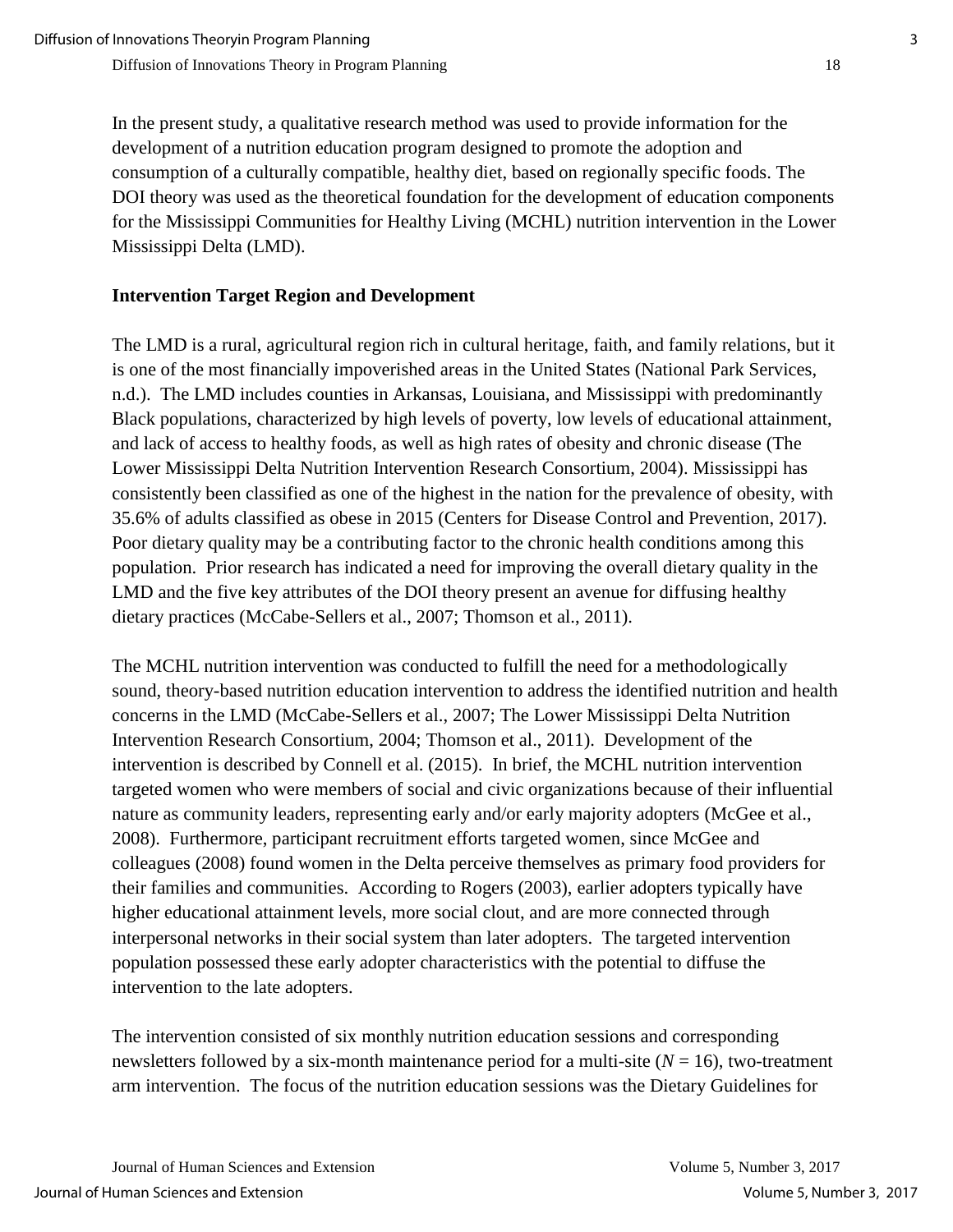In the present study, a qualitative research method was used to provide information for the development of a nutrition education program designed to promote the adoption and consumption of a culturally compatible, healthy diet, based on regionally specific foods. The DOI theory was used as the theoretical foundation for the development of education components for the Mississippi Communities for Healthy Living (MCHL) nutrition intervention in the Lower Mississippi Delta (LMD).

## Intervention Target Region and Development

The LMD is a rural, agricultural region rich in cultural heritage, faith, and family relations, but it is one of the most financially impoverished areas in the United States (National Park Services, n.d.). The LMD includes counties in Arkansas, Louisiana, and Mississippi with predominantly Black populations, characterized by high levels of poverty, low levels of educational attainment, and lack of access to healthy foods, as well as high rates of obesity and chronic disease (The Lower Mississippi Delta Nutrition Intervention Research Consortium, 2004). Mississippi has consistently been classified as one of the highest in the nation for the prevalence of obesity, with 35.6% of adults classified as obese in 2015 (Centers for Disease Control and Prevention, 2017). Poor dietary quality may be a contributing factor to the chronic health conditions among this population. Prior research has indicated a need for improving the overall dietary quality in the LMD and the five key attributes of the DOI theory present an avenue for diffusing healthy dietary practices (McCabe-Sellers et al., 2007; Thomson et al., 2011).

The MCHL nutrition intervention was conducted to fulfill the need for a methodologically sound, theory-based nutrition education intervention to address the identified nutrition and health concerns in the LMD (McCabe-Sellers et al., 2007; The Lower Mississippi Delta Nutrition Intervention Research Consortium, 2004; Thomson et al., 2011). Development of the intervention is described by Connell et al. (2015). In brief, the MCHL nutrition intervention targeted women who were members of social and civic organizations because of their influential nature as community leaders, representing early and/or early majority adopters (McGee et al., 2008). Furthermore, participant recruitment efforts targeted women, since McGee and colleagues (2008) found women in the Delta perceive themselves as primary food providers for their families and communities. According to Rogers (2003), earlier adopters typically have higher educational attainment levels, more social clout, and are more connected through interpersonal networks in their social system than later adopters. The targeted intervention population possessed these early adopter characteristics with the potential to diffuse the intervention to the late adopters.

The intervention consisted of six monthly nutrition education sessions and corresponding newsletters followed by a six-month maintenance period for a multi-site ($N = 16$), two-treatment arm intervention. The focus of the nutrition education sessions was the Dietary Guidelines for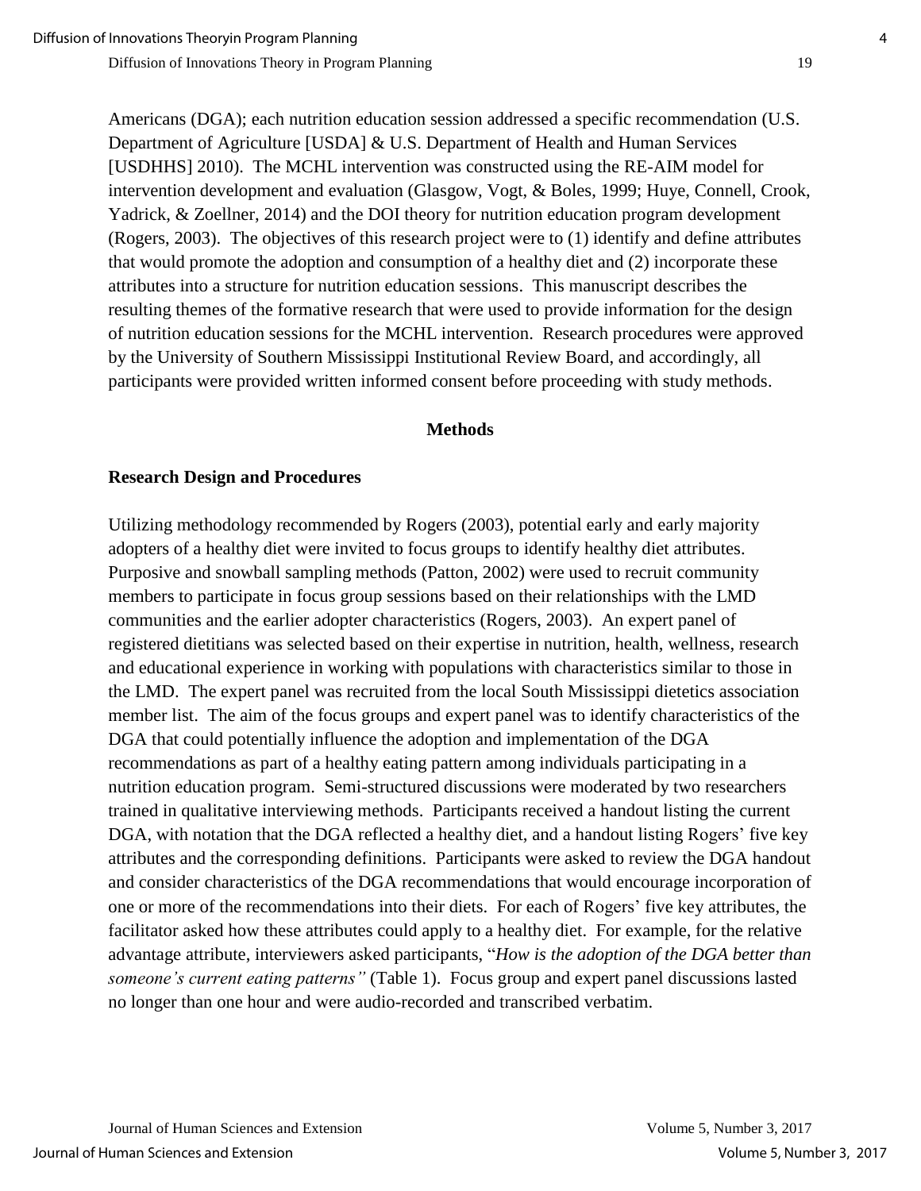Americans (DGA); each nutrition education session addressed a specific recommendation (U.S. Department of Agriculture [USDA] & U.S. Department of Health and Human Services [USDHHS] 2010). The MCHL intervention was constructed using the RE-AIM model for intervention development and evaluation (Glasgow, Vogt, & Boles, 1999; Huye, Connell, Crook, Yadrick, & Zoellner, 2014) and the DOI theory for nutrition education program development (Rogers, 2003). The objectives of this research project were to (1) identify and define attributes that would promote the adoption and consumption of a healthy diet and (2) incorporate these attributes into a structure for nutrition education sessions. This manuscript describes the resulting themes of the formative research that were used to provide information for the design of nutrition education sessions for the MCHL intervention. Research procedures were approved by the University of Southern Mississippi Institutional Review Board, and accordingly, all participants were provided written informed consent before proceeding with study methods.

## Methods

### Research Design and Procedures

Utilizing methodology recommended by Rogers (2003), potential early and early majority adopters of a healthy diet were invited to focus groups to identify healthy diet attributes. Purposive and snowball sampling methods (Patton, 2002) were used to recruit community members to participate in focus group sessions based on their relationships with the LMD communities and the earlier adopter characteristics (Rogers, 2003). An expert panel of registered dietitians was selected based on their expertise in nutrition, health, wellness, research and educational experience in working with populations with characteristics similar to those in the LMD. The expert panel was recruited from the local South Mississippi dietetics association member list. The aim of the focus groups and expert panel was to identify characteristics of the DGA that could potentially influence the adoption and implementation of the DGA recommendations as part of a healthy eating pattern among individuals participating in a nutrition education program. Semi-structured discussions were moderated by two researchers trained in qualitative interviewing methods. Participants received a handout listing the current DGA, with notation that the DGA reflected a healthy diet, and a handout listing Rogers' five key attributes and the corresponding definitions. Participants were asked to review the DGA handout and consider characteristics of the DGA recommendations that would encourage incorporation of one or more of the recommendations into their diets. For each of Rogers' five key attributes, the facilitator asked how these attributes could apply to a healthy diet. For example, for the relative advantage attribute, interviewers asked participants, "*How is the adoption of the DGA better than someone's current eating patterns"* (Table 1). Focus group and expert panel discussions lasted no longer than one hour and were audio-recorded and transcribed verbatim.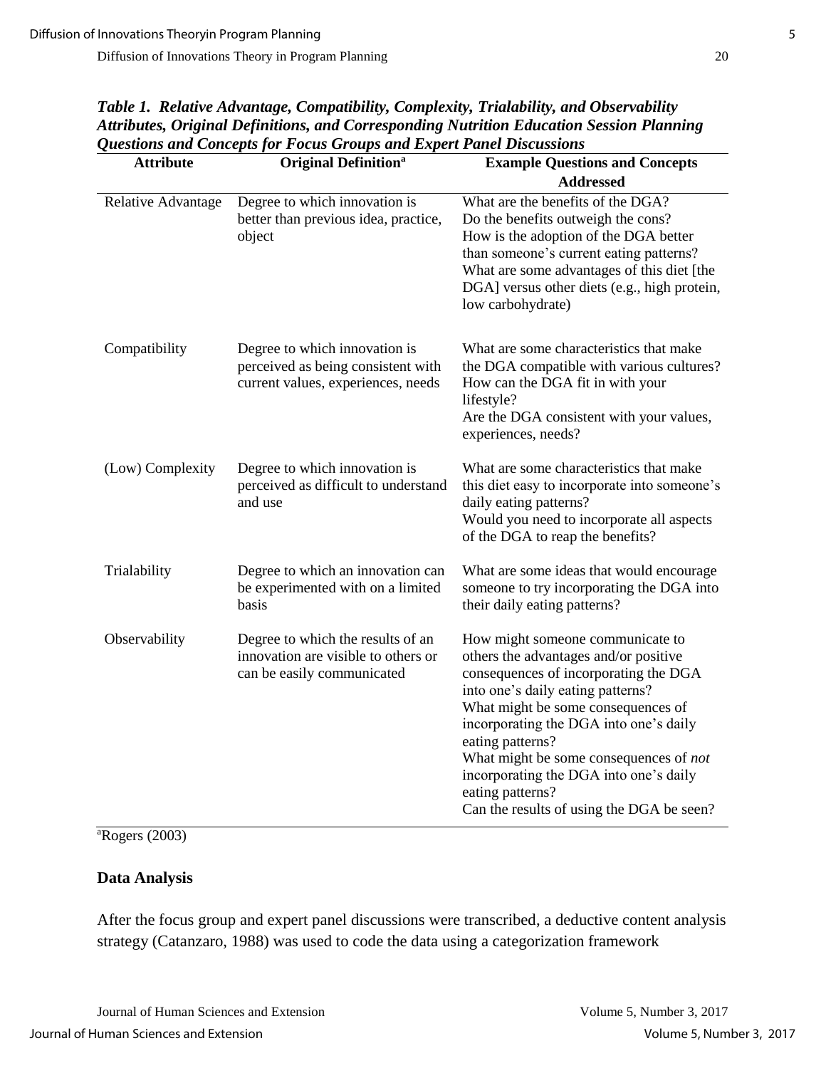***Table 1. Relative Advantage, Compatibility, Complexity, Trialability, and Observability Attributes, Original Definitions, and Corresponding Nutrition Education Session Planning Questions and Concepts for Focus Groups and Expert Panel Discussions***

| Attribute | Original Definition[a] | Example Questions and Concepts Addressed |
|---|---|---|
| Relative Advantage | Degree to which innovation is better than previous idea, practice, object | What are the benefits of the DGA? Do the benefits outweigh the cons? How is the adoption of the DGA better than someone's current eating patterns? What are some advantages of this diet [the DGA] versus other diets (e.g., high protein, low carbohydrate) |
| Compatibility | Degree to which innovation is perceived as being consistent with current values, experiences, needs | What are some characteristics that make the DGA compatible with various cultures? How can the DGA fit in with your lifestyle? Are the DGA consistent with your values, experiences, needs? |
| (Low) Complexity | Degree to which innovation is perceived as difficult to understand and use | What are some characteristics that make this diet easy to incorporate into someone's daily eating patterns? Would you need to incorporate all aspects of the DGA to reap the benefits? |
| Trialability | Degree to which an innovation can be experimented with on a limited basis | What are some ideas that would encourage someone to try incorporating the DGA into their daily eating patterns? |
| Observability | Degree to which the results of an innovation are visible to others or can be easily communicated | How might someone communicate to others the advantages and/or positive consequences of incorporating the DGA into one's daily eating patterns? What might be some consequences of incorporating the DGA into one's daily eating patterns? What might be some consequences of *not* incorporating the DGA into one's daily eating patterns? Can the results of using the DGA be seen? |

[a]Rogers (2003)

### Data Analysis

After the focus group and expert panel discussions were transcribed, a deductive content analysis strategy (Catanzaro, 1988) was used to code the data using a categorization framework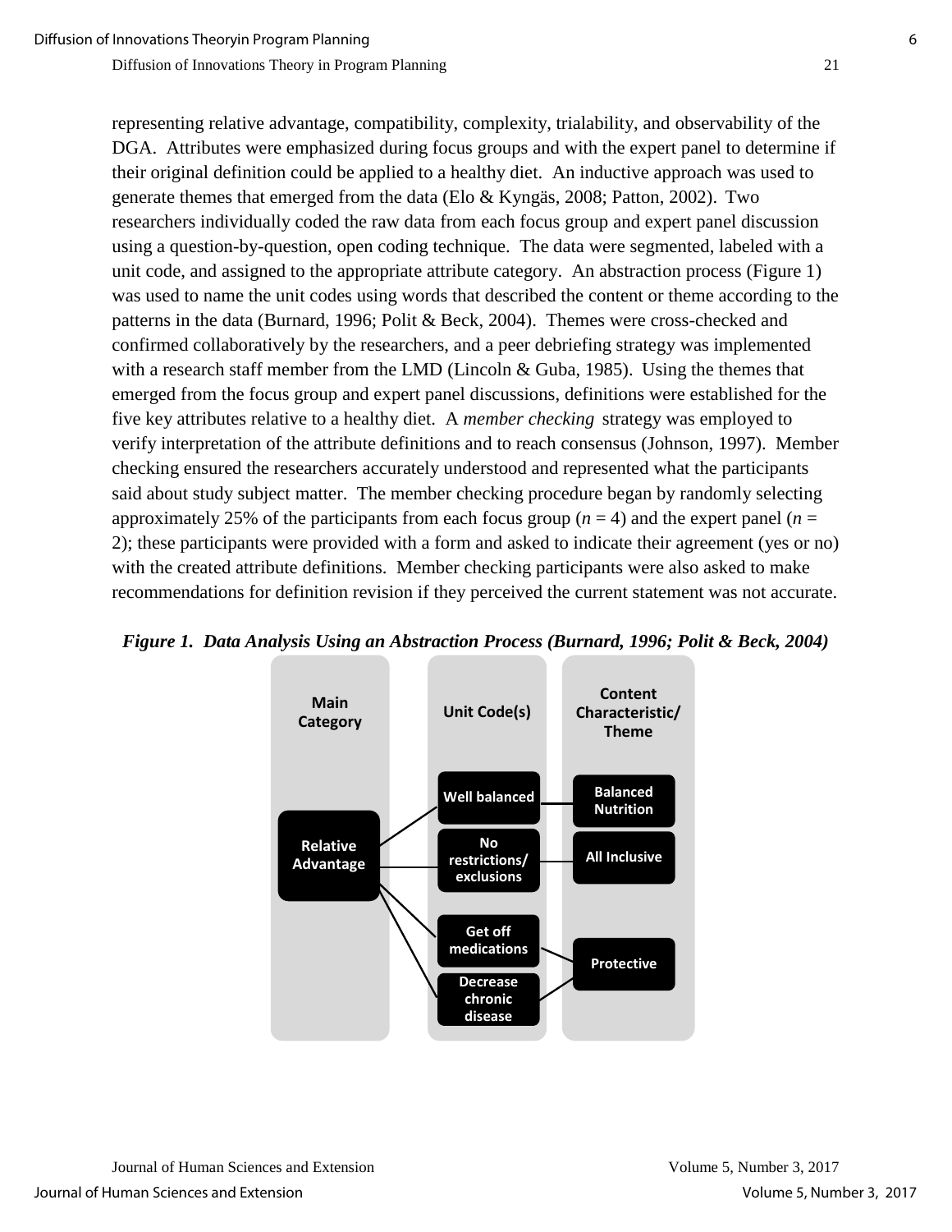representing relative advantage, compatibility, complexity, trialability, and observability of the DGA. Attributes were emphasized during focus groups and with the expert panel to determine if their original definition could be applied to a healthy diet. An inductive approach was used to generate themes that emerged from the data (Elo & Kyngäs, 2008; Patton, 2002). Two researchers individually coded the raw data from each focus group and expert panel discussion using a question-by-question, open coding technique. The data were segmented, labeled with a unit code, and assigned to the appropriate attribute category. An abstraction process (Figure 1) was used to name the unit codes using words that described the content or theme according to the patterns in the data (Burnard, 1996; Polit & Beck, 2004). Themes were cross-checked and confirmed collaboratively by the researchers, and a peer debriefing strategy was implemented with a research staff member from the LMD (Lincoln & Guba, 1985). Using the themes that emerged from the focus group and expert panel discussions, definitions were established for the five key attributes relative to a healthy diet. A *member checking* strategy was employed to verify interpretation of the attribute definitions and to reach consensus (Johnson, 1997). Member checking ensured the researchers accurately understood and represented what the participants said about study subject matter. The member checking procedure began by randomly selecting approximately 25% of the participants from each focus group ($n$ = 4) and the expert panel ($n$ = 2); these participants were provided with a form and asked to indicate their agreement (yes or no) with the created attribute definitions. Member checking participants were also asked to make recommendations for definition revision if they perceived the current statement was not accurate.

***Figure 1. Data Analysis Using an Abstraction Process (Burnard, 1996; Polit & Beck, 2004)***

| Main Category | Unit Code(s) | Content Characteristic/ Theme |
|---|---|---|
| Relative Advantage | Well balanced | Balanced Nutrition |
| | No restrictions/ exclusions | All Inclusive |
| | Get off medications | Protective |
| | Decrease chronic disease | |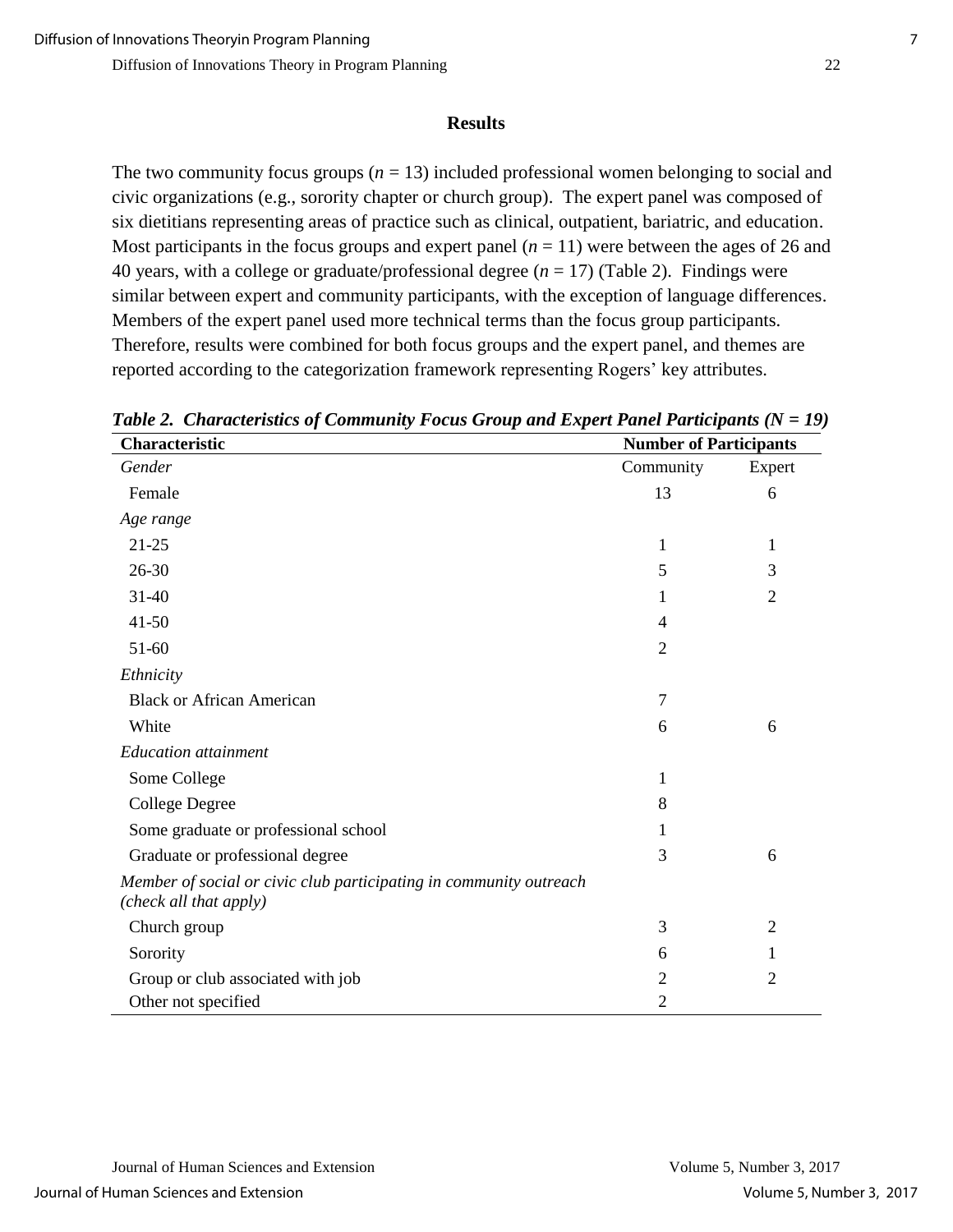## Results

The two community focus groups ($n = 13$) included professional women belonging to social and civic organizations (e.g., sorority chapter or church group). The expert panel was composed of six dietitians representing areas of practice such as clinical, outpatient, bariatric, and education. Most participants in the focus groups and expert panel ($n = 11$) were between the ages of 26 and 40 years, with a college or graduate/professional degree ($n = 17$) (Table 2). Findings were similar between expert and community participants, with the exception of language differences. Members of the expert panel used more technical terms than the focus group participants. Therefore, results were combined for both focus groups and the expert panel, and themes are reported according to the categorization framework representing Rogers' key attributes.

***Table 2. Characteristics of Community Focus Group and Expert Panel Participants (N = 19)***

| **Characteristic** | **Number of Participants** | |
|---|---|---|
| *Gender* | Community | Expert |
| Female | 13 | 6 |
| *Age range* | | |
| 21-25 | 1 | 1 |
| 26-30 | 5 | 3 |
| 31-40 | 1 | 2 |
| 41-50 | 4 | |
| 51-60 | 2 | |
| *Ethnicity* | | |
| Black or African American | 7 | |
| White | 6 | 6 |
| *Education attainment* | | |
| Some College | 1 | |
| College Degree | 8 | |
| Some graduate or professional school | 1 | |
| Graduate or professional degree | 3 | 6 |
| *Member of social or civic club participating in community outreach (check all that apply)* | | |
| Church group | 3 | 2 |
| Sorority | 6 | 1 |
| Group or club associated with job | 2 | 2 |
| Other not specified | 2 | |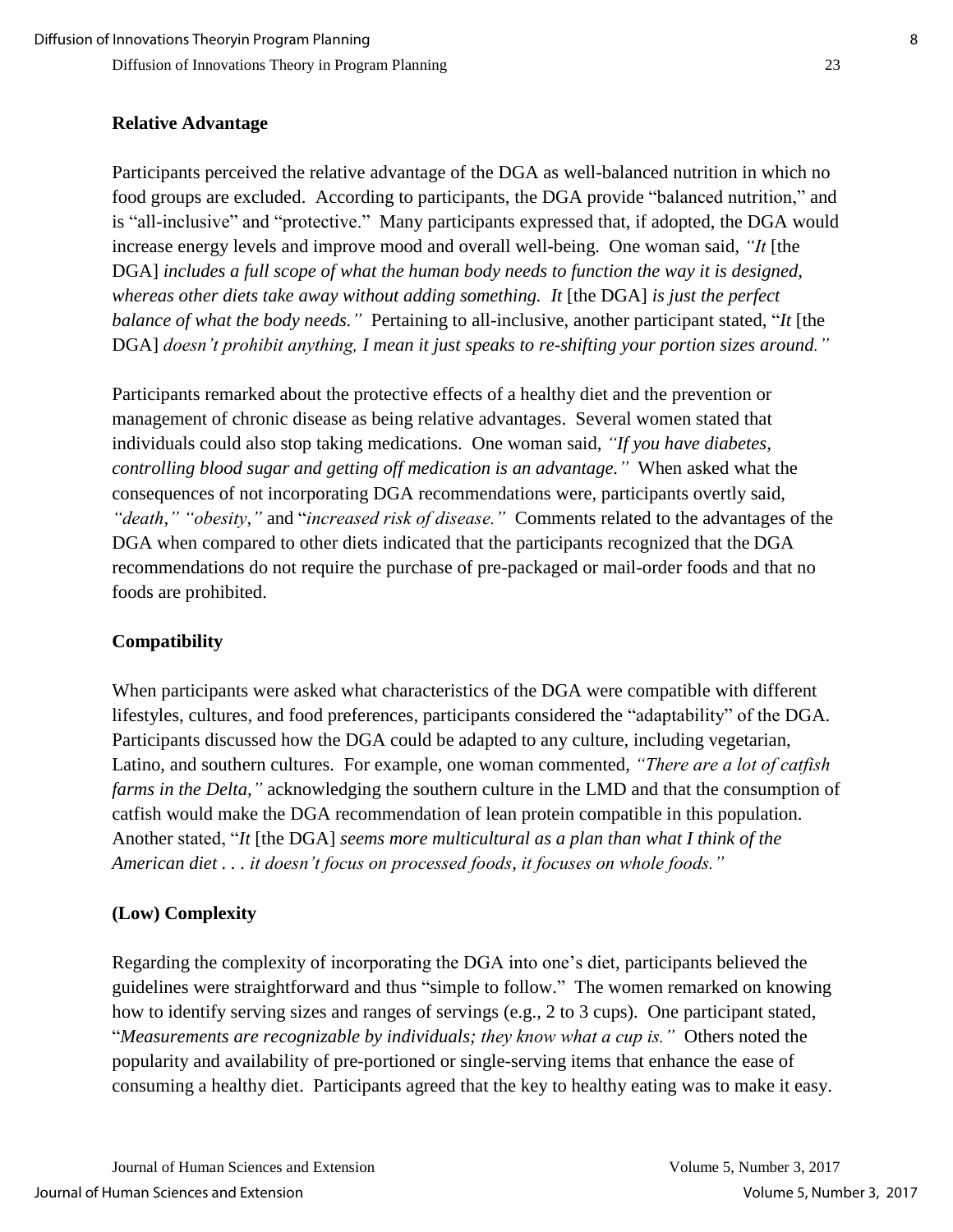### Relative Advantage

Participants perceived the relative advantage of the DGA as well-balanced nutrition in which no food groups are excluded. According to participants, the DGA provide "balanced nutrition," and is "all-inclusive" and "protective." Many participants expressed that, if adopted, the DGA would increase energy levels and improve mood and overall well-being. One woman said, *"It* [the DGA] *includes a full scope of what the human body needs to function the way it is designed, whereas other diets take away without adding something. It* [the DGA] *is just the perfect balance of what the body needs."* Pertaining to all-inclusive, another participant stated, "*It* [the DGA] *doesn't prohibit anything, I mean it just speaks to re-shifting your portion sizes around."*

Participants remarked about the protective effects of a healthy diet and the prevention or management of chronic disease as being relative advantages. Several women stated that individuals could also stop taking medications. One woman said, *"If you have diabetes, controlling blood sugar and getting off medication is an advantage."* When asked what the consequences of not incorporating DGA recommendations were, participants overtly said, *"death," "obesity,"* and "*increased risk of disease."* Comments related to the advantages of the DGA when compared to other diets indicated that the participants recognized that the DGA recommendations do not require the purchase of pre-packaged or mail-order foods and that no foods are prohibited.

### Compatibility

When participants were asked what characteristics of the DGA were compatible with different lifestyles, cultures, and food preferences, participants considered the "adaptability" of the DGA. Participants discussed how the DGA could be adapted to any culture, including vegetarian, Latino, and southern cultures. For example, one woman commented, *"There are a lot of catfish farms in the Delta,"* acknowledging the southern culture in the LMD and that the consumption of catfish would make the DGA recommendation of lean protein compatible in this population. Another stated, "*It* [the DGA] *seems more multicultural as a plan than what I think of the American diet . . . it doesn't focus on processed foods, it focuses on whole foods."*

### (Low) Complexity

Regarding the complexity of incorporating the DGA into one's diet, participants believed the guidelines were straightforward and thus "simple to follow." The women remarked on knowing how to identify serving sizes and ranges of servings (e.g., 2 to 3 cups). One participant stated, "*Measurements are recognizable by individuals; they know what a cup is."* Others noted the popularity and availability of pre-portioned or single-serving items that enhance the ease of consuming a healthy diet. Participants agreed that the key to healthy eating was to make it easy.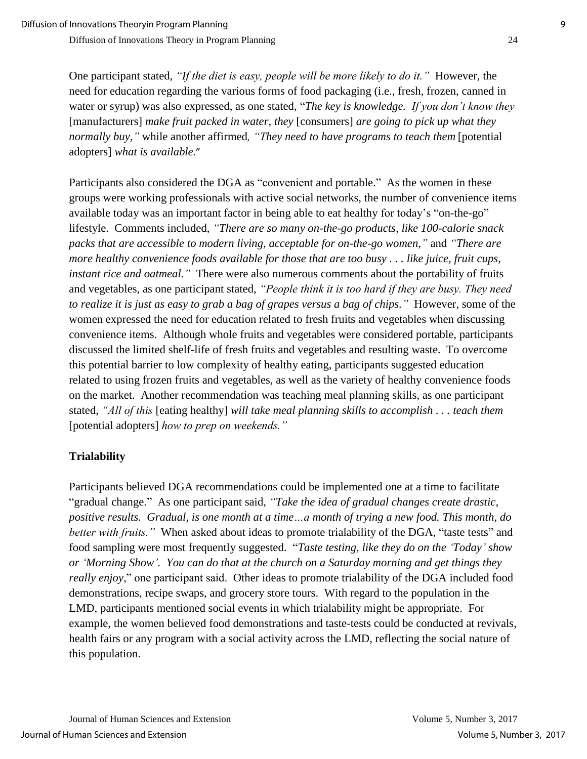One participant stated, *"If the diet is easy, people will be more likely to do it."* However, the need for education regarding the various forms of food packaging (i.e., fresh, frozen, canned in water or syrup) was also expressed, as one stated, "*The key is knowledge. If you don't know they* [manufacturers] *make fruit packed in water, they* [consumers] *are going to pick up what they normally buy,"* while another affirmed*, "They need to have programs to teach them* [potential adopters] *what is available*."

Participants also considered the DGA as "convenient and portable." As the women in these groups were working professionals with active social networks, the number of convenience items available today was an important factor in being able to eat healthy for today's "on-the-go" lifestyle. Comments included, *"There are so many on-the-go products, like 100-calorie snack packs that are accessible to modern living, acceptable for on-the-go women,"* and *"There are more healthy convenience foods available for those that are too busy . . . like juice, fruit cups, instant rice and oatmeal."* There were also numerous comments about the portability of fruits and vegetables, as one participant stated, *"People think it is too hard if they are busy. They need to realize it is just as easy to grab a bag of grapes versus a bag of chips."* However, some of the women expressed the need for education related to fresh fruits and vegetables when discussing convenience items. Although whole fruits and vegetables were considered portable, participants discussed the limited shelf-life of fresh fruits and vegetables and resulting waste. To overcome this potential barrier to low complexity of healthy eating, participants suggested education related to using frozen fruits and vegetables, as well as the variety of healthy convenience foods on the market. Another recommendation was teaching meal planning skills, as one participant stated, *"All of this* [eating healthy] *will take meal planning skills to accomplish . . . teach them* [potential adopters] *how to prep on weekends."*

## Trialability

Participants believed DGA recommendations could be implemented one at a time to facilitate "gradual change." As one participant said, *"Take the idea of gradual changes create drastic, positive results. Gradual, is one month at a time…a month of trying a new food. This month, do better with fruits."* When asked about ideas to promote trialability of the DGA, "taste tests" and food sampling were most frequently suggested. "*Taste testing, like they do on the 'Today' show or 'Morning Show'. You can do that at the church on a Saturday morning and get things they really enjoy*," one participant said. Other ideas to promote trialability of the DGA included food demonstrations, recipe swaps, and grocery store tours. With regard to the population in the LMD, participants mentioned social events in which trialability might be appropriate. For example, the women believed food demonstrations and taste-tests could be conducted at revivals, health fairs or any program with a social activity across the LMD, reflecting the social nature of this population.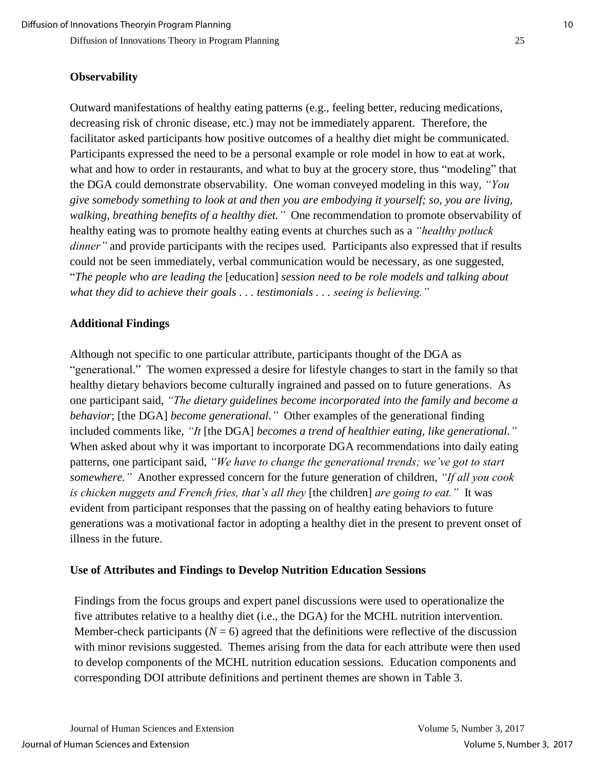### Observability

Outward manifestations of healthy eating patterns (e.g., feeling better, reducing medications, decreasing risk of chronic disease, etc.) may not be immediately apparent. Therefore, the facilitator asked participants how positive outcomes of a healthy diet might be communicated. Participants expressed the need to be a personal example or role model in how to eat at work, what and how to order in restaurants, and what to buy at the grocery store, thus "modeling" that the DGA could demonstrate observability. One woman conveyed modeling in this way, *"You give somebody something to look at and then you are embodying it yourself; so, you are living, walking, breathing benefits of a healthy diet."* One recommendation to promote observability of healthy eating was to promote healthy eating events at churches such as a *"healthy potluck dinner"* and provide participants with the recipes used. Participants also expressed that if results could not be seen immediately, verbal communication would be necessary, as one suggested, "*The people who are leading the* [education] *session need to be role models and talking about what they did to achieve their goals . . . testimonials . . . seeing is believing."*

### Additional Findings

Although not specific to one particular attribute, participants thought of the DGA as "generational." The women expressed a desire for lifestyle changes to start in the family so that healthy dietary behaviors become culturally ingrained and passed on to future generations. As one participant said, *"The dietary guidelines become incorporated into the family and become a behavior*; [the DGA] *become generational."* Other examples of the generational finding included comments like, *"It* [the DGA] *becomes a trend of healthier eating, like generational."* When asked about why it was important to incorporate DGA recommendations into daily eating patterns, one participant said, *"We have to change the generational trends; we've got to start somewhere."* Another expressed concern for the future generation of children, *"If all you cook is chicken nuggets and French fries, that's all they* [the children] *are going to eat."* It was evident from participant responses that the passing on of healthy eating behaviors to future generations was a motivational factor in adopting a healthy diet in the present to prevent onset of illness in the future.

### Use of Attributes and Findings to Develop Nutrition Education Sessions

Findings from the focus groups and expert panel discussions were used to operationalize the five attributes relative to a healthy diet (i.e., the DGA) for the MCHL nutrition intervention. Member-check participants (*N* = 6) agreed that the definitions were reflective of the discussion with minor revisions suggested. Themes arising from the data for each attribute were then used to develop components of the MCHL nutrition education sessions. Education components and corresponding DOI attribute definitions and pertinent themes are shown in Table 3.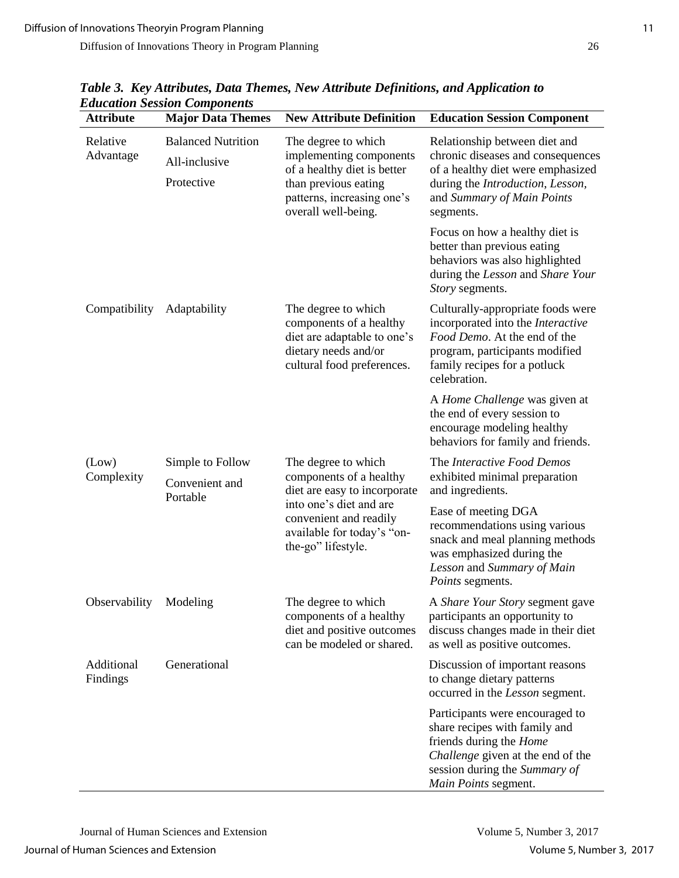***Table 3. Key Attributes, Data Themes, New Attribute Definitions, and Application to Education Session Components***

| Attribute | Major Data Themes | New Attribute Definition | Education Session Component |
|---|---|---|---|
| Relative Advantage | Balanced Nutrition<br>All-inclusive<br>Protective | The degree to which implementing components of a healthy diet is better than previous eating patterns, increasing one's overall well-being. | Relationship between diet and chronic diseases and consequences of a healthy diet were emphasized during the *Introduction*, *Lesson*, and *Summary of Main Points* segments.<br>Focus on how a healthy diet is better than previous eating behaviors was also highlighted during the *Lesson* and *Share Your Story* segments. |
| Compatibility | Adaptability | The degree to which components of a healthy diet are adaptable to one's dietary needs and/or cultural food preferences. | Culturally-appropriate foods were incorporated into the *Interactive Food Demo*. At the end of the program, participants modified family recipes for a potluck celebration.<br>A *Home Challenge* was given at the end of every session to encourage modeling healthy behaviors for family and friends. |
| (Low) Complexity | Simple to Follow<br>Convenient and Portable | The degree to which components of a healthy diet are easy to incorporate into one's diet and are convenient and readily available for today's "on-the-go" lifestyle. | The *Interactive Food Demos* exhibited minimal preparation and ingredients.<br>Ease of meeting DGA recommendations using various snack and meal planning methods was emphasized during the *Lesson* and *Summary of Main Points* segments. |
| Observability | Modeling | The degree to which components of a healthy diet and positive outcomes can be modeled or shared. | A *Share Your Story* segment gave participants an opportunity to discuss changes made in their diet as well as positive outcomes. |
| Additional Findings | Generational | | Discussion of important reasons to change dietary patterns occurred in the *Lesson* segment.<br>Participants were encouraged to share recipes with family and friends during the *Home Challenge* given at the end of the session during the *Summary of Main Points* segment. |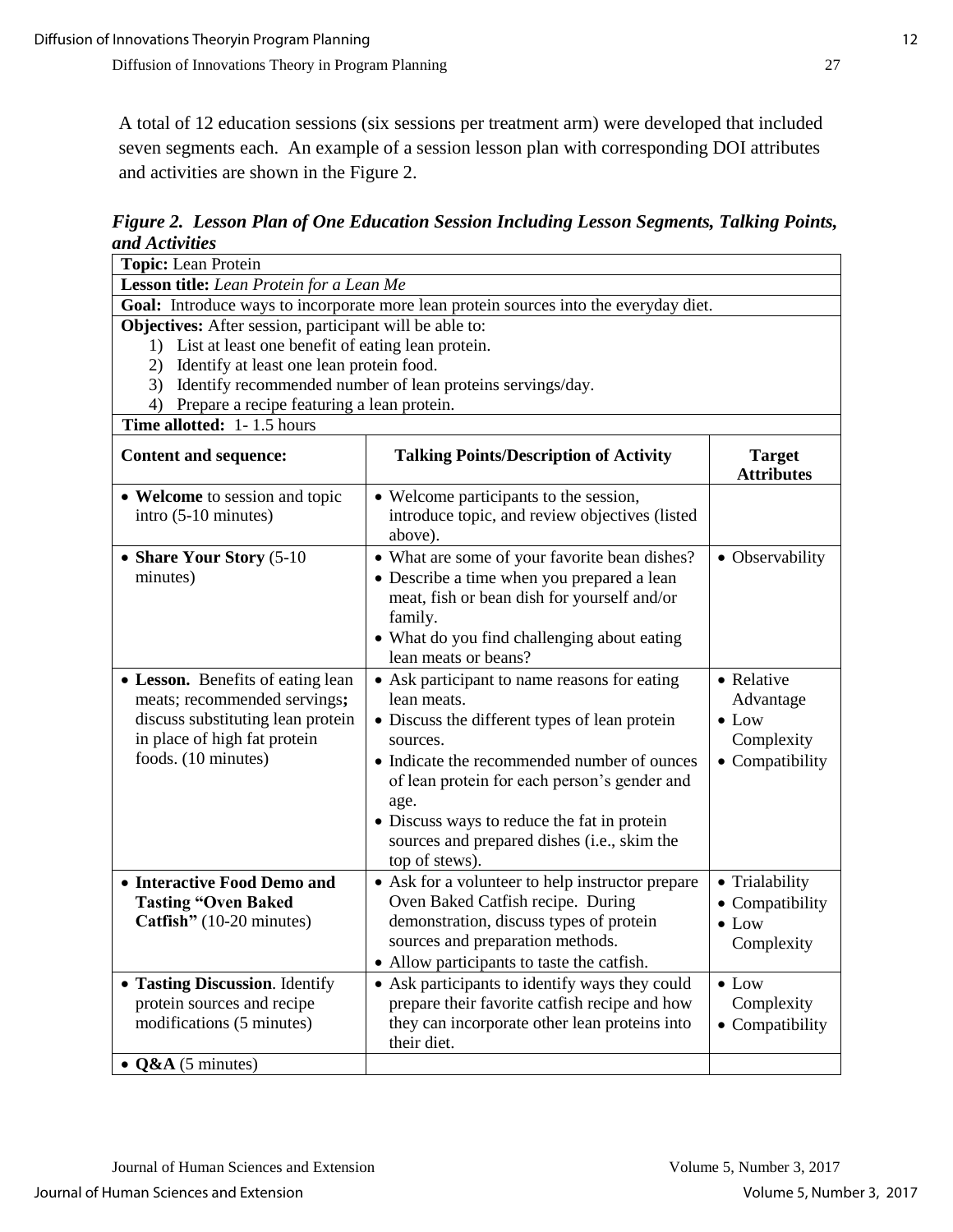A total of 12 education sessions (six sessions per treatment arm) were developed that included seven segments each. An example of a session lesson plan with corresponding DOI attributes and activities are shown in the Figure 2.

***Figure 2. Lesson Plan of One Education Session Including Lesson Segments, Talking Points, and Activities***

| **Topic:** Lean Protein | | |
|---|---|---|
| **Lesson title:** *Lean Protein for a Lean Me* | | |
| **Goal:** Introduce ways to incorporate more lean protein sources into the everyday diet. | | |
| **Objectives:** After session, participant will be able to:<br>1) List at least one benefit of eating lean protein.<br>2) Identify at least one lean protein food.<br>3) Identify recommended number of lean proteins servings/day.<br>4) Prepare a recipe featuring a lean protein. | | |
| **Time allotted:** 1- 1.5 hours | | |
| **Content and sequence:** | **Talking Points/Description of Activity** | **Target Attributes** |
| • **Welcome** to session and topic intro (5-10 minutes) | • Welcome participants to the session, introduce topic, and review objectives (listed above). | |
| • **Share Your Story** (5-10 minutes) | • What are some of your favorite bean dishes?<br>• Describe a time when you prepared a lean meat, fish or bean dish for yourself and/or family.<br>• What do you find challenging about eating lean meats or beans? | • Observability |
| • **Lesson.** Benefits of eating lean meats; recommended servings**;** discuss substituting lean protein in place of high fat protein foods. (10 minutes) | • Ask participant to name reasons for eating lean meats.<br>• Discuss the different types of lean protein sources.<br>• Indicate the recommended number of ounces of lean protein for each person's gender and age.<br>• Discuss ways to reduce the fat in protein sources and prepared dishes (i.e., skim the top of stews). | • Relative Advantage<br>• Low Complexity<br>• Compatibility |
| • **Interactive Food Demo and Tasting "Oven Baked Catfish"** (10-20 minutes) | • Ask for a volunteer to help instructor prepare Oven Baked Catfish recipe. During demonstration, discuss types of protein sources and preparation methods.<br>• Allow participants to taste the catfish. | • Trialability<br>• Compatibility<br>• Low Complexity |
| • **Tasting Discussion**. Identify protein sources and recipe modifications (5 minutes) | • Ask participants to identify ways they could prepare their favorite catfish recipe and how they can incorporate other lean proteins into their diet. | • Low Complexity<br>• Compatibility |
| • **Q&A** (5 minutes) | | |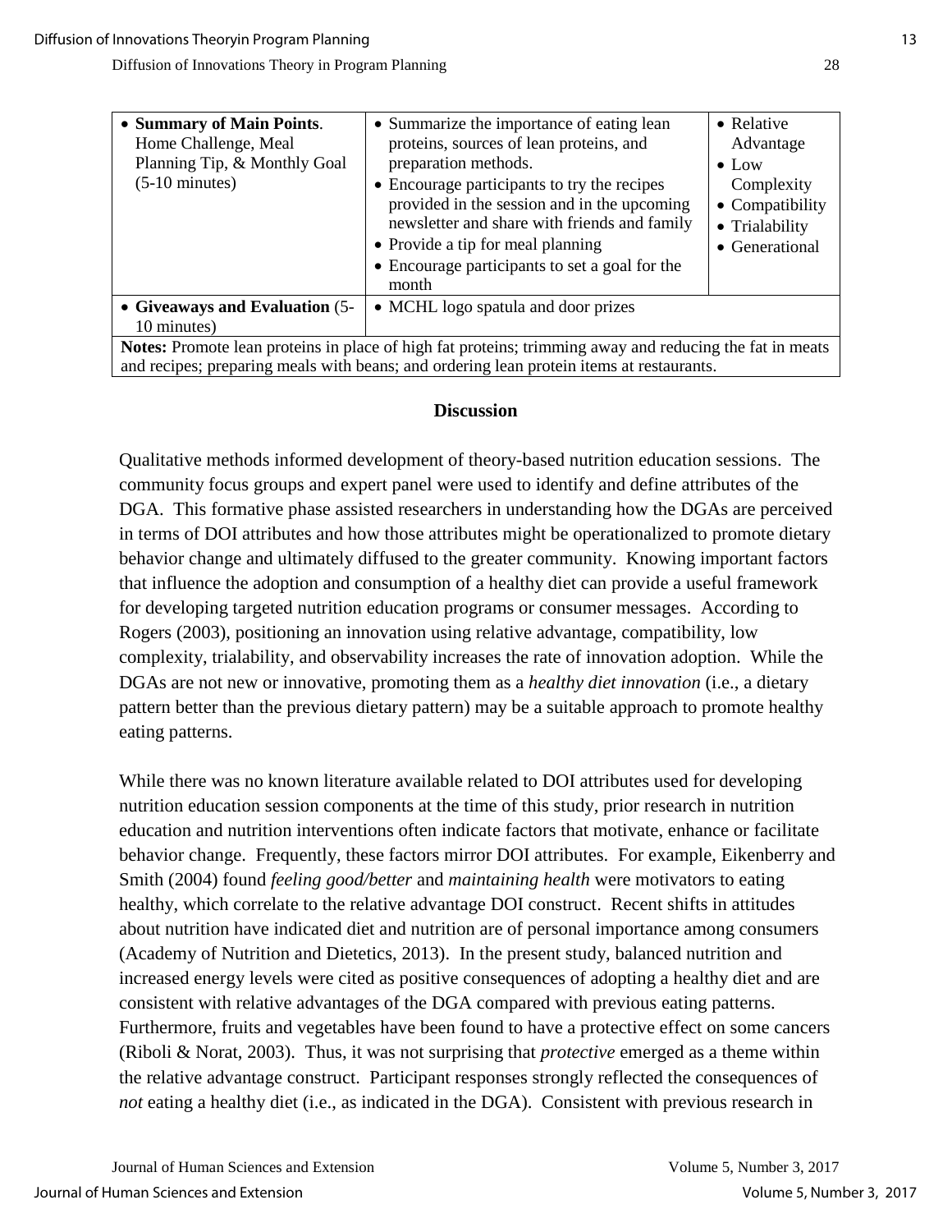| | | |
|---|---|---|
| • **Summary of Main Points**. Home Challenge, Meal Planning Tip, & Monthly Goal (5-10 minutes) | • Summarize the importance of eating lean proteins, sources of lean proteins, and preparation methods.<br>• Encourage participants to try the recipes provided in the session and in the upcoming newsletter and share with friends and family<br>• Provide a tip for meal planning<br>• Encourage participants to set a goal for the month | • Relative Advantage<br>• Low Complexity<br>• Compatibility<br>• Trialability<br>• Generational |
| • **Giveaways and Evaluation** (5-10 minutes) | • MCHL logo spatula and door prizes | |
| **Notes:** Promote lean proteins in place of high fat proteins; trimming away and reducing the fat in meats and recipes; preparing meals with beans; and ordering lean protein items at restaurants. | | |

## Discussion

Qualitative methods informed development of theory-based nutrition education sessions. The community focus groups and expert panel were used to identify and define attributes of the DGA. This formative phase assisted researchers in understanding how the DGAs are perceived in terms of DOI attributes and how those attributes might be operationalized to promote dietary behavior change and ultimately diffused to the greater community. Knowing important factors that influence the adoption and consumption of a healthy diet can provide a useful framework for developing targeted nutrition education programs or consumer messages. According to Rogers (2003), positioning an innovation using relative advantage, compatibility, low complexity, trialability, and observability increases the rate of innovation adoption. While the DGAs are not new or innovative, promoting them as a *healthy diet innovation* (i.e., a dietary pattern better than the previous dietary pattern) may be a suitable approach to promote healthy eating patterns.

While there was no known literature available related to DOI attributes used for developing nutrition education session components at the time of this study, prior research in nutrition education and nutrition interventions often indicate factors that motivate, enhance or facilitate behavior change. Frequently, these factors mirror DOI attributes. For example, Eikenberry and Smith (2004) found *feeling good/better* and *maintaining health* were motivators to eating healthy, which correlate to the relative advantage DOI construct. Recent shifts in attitudes about nutrition have indicated diet and nutrition are of personal importance among consumers (Academy of Nutrition and Dietetics, 2013). In the present study, balanced nutrition and increased energy levels were cited as positive consequences of adopting a healthy diet and are consistent with relative advantages of the DGA compared with previous eating patterns. Furthermore, fruits and vegetables have been found to have a protective effect on some cancers (Riboli & Norat, 2003). Thus, it was not surprising that *protective* emerged as a theme within the relative advantage construct. Participant responses strongly reflected the consequences of *not* eating a healthy diet (i.e., as indicated in the DGA). Consistent with previous research in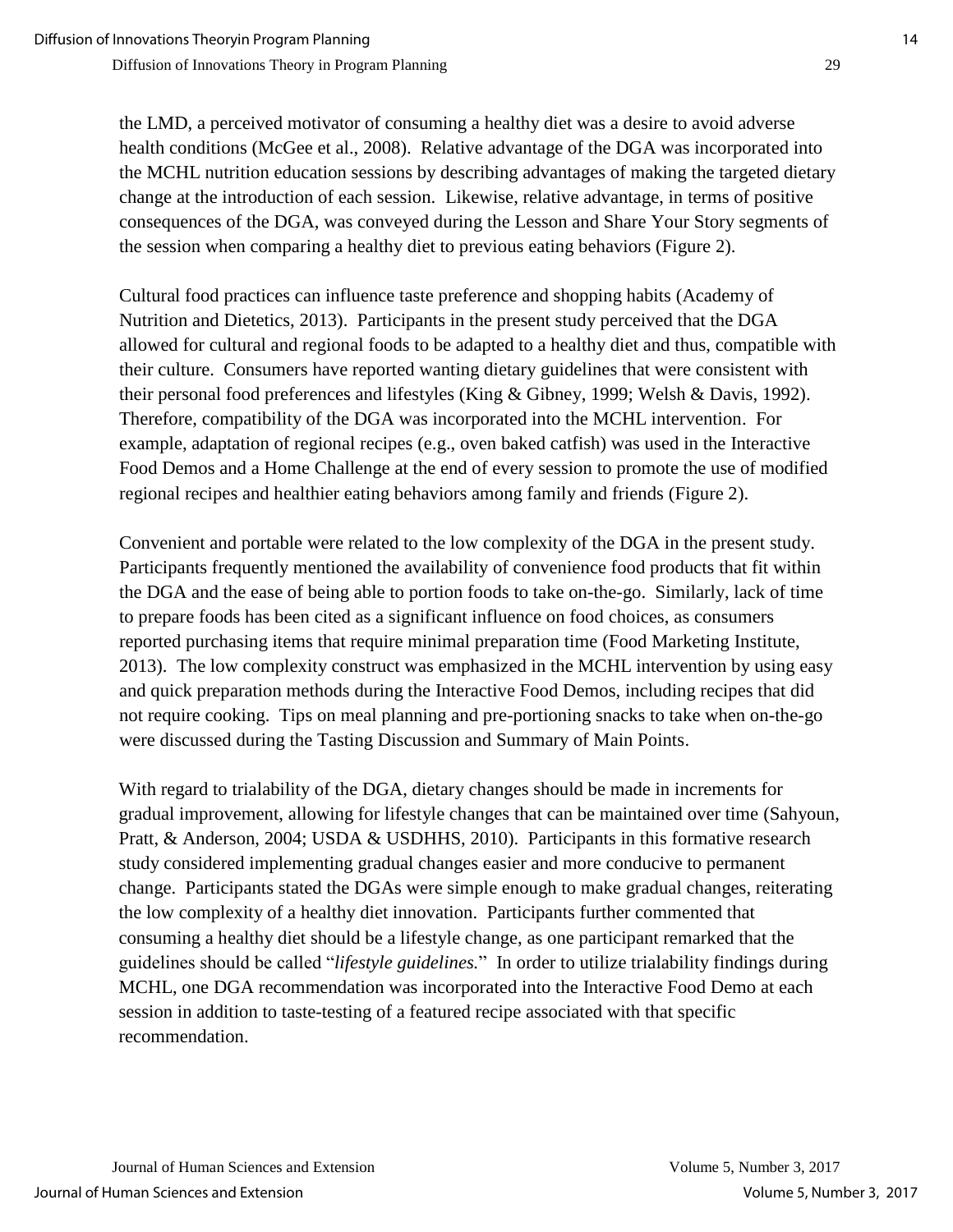the LMD, a perceived motivator of consuming a healthy diet was a desire to avoid adverse health conditions (McGee et al., 2008). Relative advantage of the DGA was incorporated into the MCHL nutrition education sessions by describing advantages of making the targeted dietary change at the introduction of each session. Likewise, relative advantage, in terms of positive consequences of the DGA, was conveyed during the Lesson and Share Your Story segments of the session when comparing a healthy diet to previous eating behaviors (Figure 2).

Cultural food practices can influence taste preference and shopping habits (Academy of Nutrition and Dietetics, 2013). Participants in the present study perceived that the DGA allowed for cultural and regional foods to be adapted to a healthy diet and thus, compatible with their culture. Consumers have reported wanting dietary guidelines that were consistent with their personal food preferences and lifestyles (King & Gibney, 1999; Welsh & Davis, 1992). Therefore, compatibility of the DGA was incorporated into the MCHL intervention. For example, adaptation of regional recipes (e.g., oven baked catfish) was used in the Interactive Food Demos and a Home Challenge at the end of every session to promote the use of modified regional recipes and healthier eating behaviors among family and friends (Figure 2).

Convenient and portable were related to the low complexity of the DGA in the present study. Participants frequently mentioned the availability of convenience food products that fit within the DGA and the ease of being able to portion foods to take on-the-go. Similarly, lack of time to prepare foods has been cited as a significant influence on food choices, as consumers reported purchasing items that require minimal preparation time (Food Marketing Institute, 2013). The low complexity construct was emphasized in the MCHL intervention by using easy and quick preparation methods during the Interactive Food Demos, including recipes that did not require cooking. Tips on meal planning and pre-portioning snacks to take when on-the-go were discussed during the Tasting Discussion and Summary of Main Points.

With regard to trialability of the DGA, dietary changes should be made in increments for gradual improvement, allowing for lifestyle changes that can be maintained over time (Sahyoun, Pratt, & Anderson, 2004; USDA & USDHHS, 2010). Participants in this formative research study considered implementing gradual changes easier and more conducive to permanent change. Participants stated the DGAs were simple enough to make gradual changes, reiterating the low complexity of a healthy diet innovation. Participants further commented that consuming a healthy diet should be a lifestyle change, as one participant remarked that the guidelines should be called "*lifestyle guidelines.*" In order to utilize trialability findings during MCHL, one DGA recommendation was incorporated into the Interactive Food Demo at each session in addition to taste-testing of a featured recipe associated with that specific recommendation.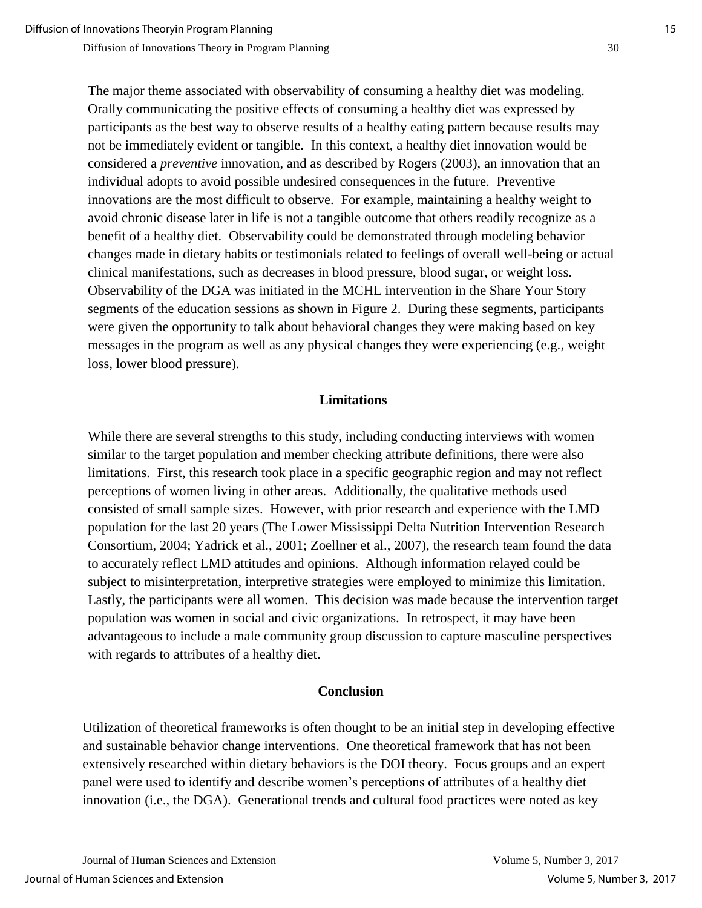The major theme associated with observability of consuming a healthy diet was modeling. Orally communicating the positive effects of consuming a healthy diet was expressed by participants as the best way to observe results of a healthy eating pattern because results may not be immediately evident or tangible. In this context, a healthy diet innovation would be considered a *preventive* innovation, and as described by Rogers (2003), an innovation that an individual adopts to avoid possible undesired consequences in the future. Preventive innovations are the most difficult to observe. For example, maintaining a healthy weight to avoid chronic disease later in life is not a tangible outcome that others readily recognize as a benefit of a healthy diet. Observability could be demonstrated through modeling behavior changes made in dietary habits or testimonials related to feelings of overall well-being or actual clinical manifestations, such as decreases in blood pressure, blood sugar, or weight loss. Observability of the DGA was initiated in the MCHL intervention in the Share Your Story segments of the education sessions as shown in Figure 2. During these segments, participants were given the opportunity to talk about behavioral changes they were making based on key messages in the program as well as any physical changes they were experiencing (e.g., weight loss, lower blood pressure).

## Limitations

While there are several strengths to this study, including conducting interviews with women similar to the target population and member checking attribute definitions, there were also limitations. First, this research took place in a specific geographic region and may not reflect perceptions of women living in other areas. Additionally, the qualitative methods used consisted of small sample sizes. However, with prior research and experience with the LMD population for the last 20 years (The Lower Mississippi Delta Nutrition Intervention Research Consortium, 2004; Yadrick et al., 2001; Zoellner et al., 2007), the research team found the data to accurately reflect LMD attitudes and opinions. Although information relayed could be subject to misinterpretation, interpretive strategies were employed to minimize this limitation. Lastly, the participants were all women. This decision was made because the intervention target population was women in social and civic organizations. In retrospect, it may have been advantageous to include a male community group discussion to capture masculine perspectives with regards to attributes of a healthy diet.

## Conclusion

Utilization of theoretical frameworks is often thought to be an initial step in developing effective and sustainable behavior change interventions. One theoretical framework that has not been extensively researched within dietary behaviors is the DOI theory. Focus groups and an expert panel were used to identify and describe women's perceptions of attributes of a healthy diet innovation (i.e., the DGA). Generational trends and cultural food practices were noted as key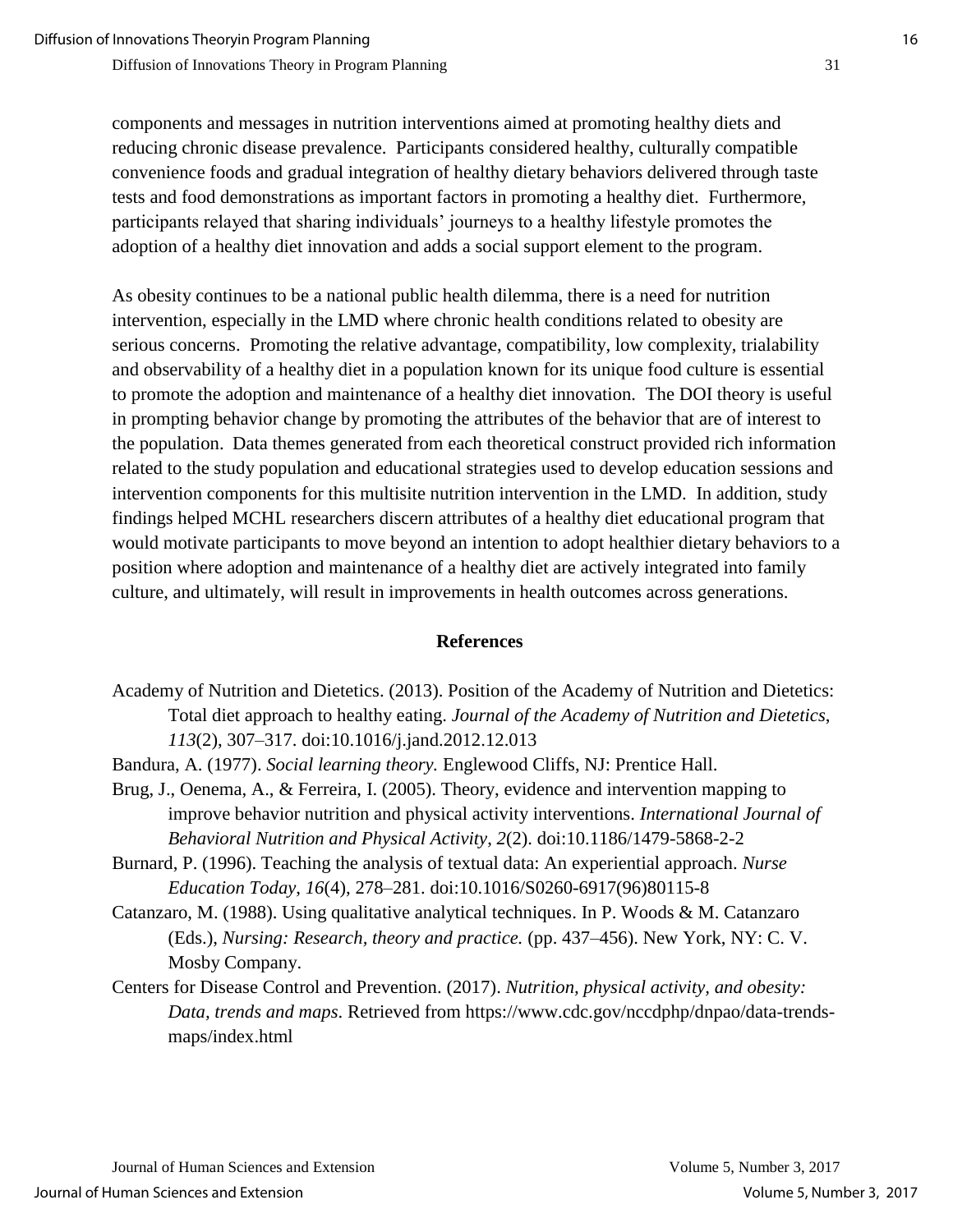components and messages in nutrition interventions aimed at promoting healthy diets and reducing chronic disease prevalence. Participants considered healthy, culturally compatible convenience foods and gradual integration of healthy dietary behaviors delivered through taste tests and food demonstrations as important factors in promoting a healthy diet. Furthermore, participants relayed that sharing individuals' journeys to a healthy lifestyle promotes the adoption of a healthy diet innovation and adds a social support element to the program.

As obesity continues to be a national public health dilemma, there is a need for nutrition intervention, especially in the LMD where chronic health conditions related to obesity are serious concerns. Promoting the relative advantage, compatibility, low complexity, trialability and observability of a healthy diet in a population known for its unique food culture is essential to promote the adoption and maintenance of a healthy diet innovation. The DOI theory is useful in prompting behavior change by promoting the attributes of the behavior that are of interest to the population. Data themes generated from each theoretical construct provided rich information related to the study population and educational strategies used to develop education sessions and intervention components for this multisite nutrition intervention in the LMD. In addition, study findings helped MCHL researchers discern attributes of a healthy diet educational program that would motivate participants to move beyond an intention to adopt healthier dietary behaviors to a position where adoption and maintenance of a healthy diet are actively integrated into family culture, and ultimately, will result in improvements in health outcomes across generations.

## References

Academy of Nutrition and Dietetics. (2013). Position of the Academy of Nutrition and Dietetics: Total diet approach to healthy eating. *Journal of the Academy of Nutrition and Dietetics*, *113*(2), 307–317. doi:10.1016/j.jand.2012.12.013

Bandura, A. (1977). *Social learning theory.* Englewood Cliffs, NJ: Prentice Hall.

Brug, J., Oenema, A., & Ferreira, I. (2005). Theory, evidence and intervention mapping to improve behavior nutrition and physical activity interventions. *International Journal of Behavioral Nutrition and Physical Activity*, *2*(2). doi:10.1186/1479-5868-2-2

Burnard, P. (1996). Teaching the analysis of textual data: An experiential approach. *Nurse Education Today*, *16*(4), 278–281. doi:10.1016/S0260-6917(96)80115-8

Catanzaro, M. (1988). Using qualitative analytical techniques. In P. Woods & M. Catanzaro (Eds.), *Nursing: Research, theory and practice.* (pp. 437–456). New York, NY: C. V. Mosby Company.

Centers for Disease Control and Prevention. (2017). *Nutrition, physical activity, and obesity: Data, trends and maps*. Retrieved from https://www.cdc.gov/nccdphp/dnpao/data-trends-maps/index.html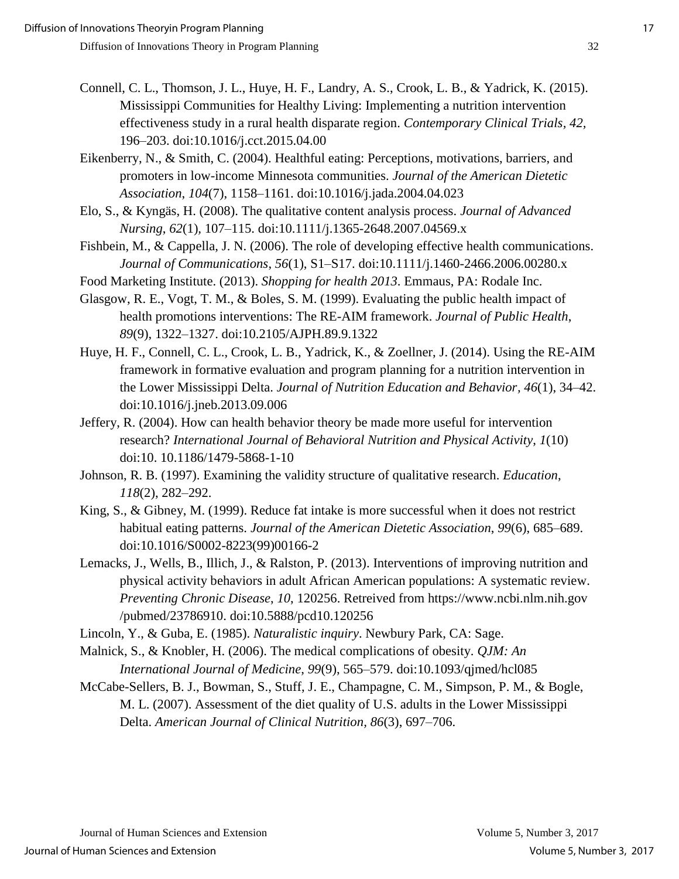Connell, C. L., Thomson, J. L., Huye, H. F., Landry, A. S., Crook, L. B., & Yadrick, K. (2015). Mississippi Communities for Healthy Living: Implementing a nutrition intervention effectiveness study in a rural health disparate region. *Contemporary Clinical Trials*, *42*, 196–203. doi:10.1016/j.cct.2015.04.00

Eikenberry, N., & Smith, C. (2004). Healthful eating: Perceptions, motivations, barriers, and promoters in low-income Minnesota communities. *Journal of the American Dietetic Association*, *104*(7), 1158–1161. doi:10.1016/j.jada.2004.04.023

Elo, S., & Kyngäs, H. (2008). The qualitative content analysis process. *Journal of Advanced Nursing*, *62*(1), 107–115. doi:10.1111/j.1365-2648.2007.04569.x

Fishbein, M., & Cappella, J. N. (2006). The role of developing effective health communications. *Journal of Communications*, *56*(1), S1–S17. doi:10.1111/j.1460-2466.2006.00280.x

Food Marketing Institute. (2013). *Shopping for health 2013*. Emmaus, PA: Rodale Inc.

Glasgow, R. E., Vogt, T. M., & Boles, S. M. (1999). Evaluating the public health impact of health promotions interventions: The RE-AIM framework. *Journal of Public Health*, *89*(9), 1322–1327. doi:10.2105/AJPH.89.9.1322

Huye, H. F., Connell, C. L., Crook, L. B., Yadrick, K., & Zoellner, J. (2014). Using the RE-AIM framework in formative evaluation and program planning for a nutrition intervention in the Lower Mississippi Delta. *Journal of Nutrition Education and Behavior*, *46*(1), 34–42. doi:10.1016/j.jneb.2013.09.006

Jeffery, R. (2004). How can health behavior theory be made more useful for intervention research? *International Journal of Behavioral Nutrition and Physical Activity*, *1*(10) doi:10. 10.1186/1479-5868-1-10

Johnson, R. B. (1997). Examining the validity structure of qualitative research. *Education*, *118*(2), 282–292.

King, S., & Gibney, M. (1999). Reduce fat intake is more successful when it does not restrict habitual eating patterns. *Journal of the American Dietetic Association*, *99*(6), 685–689. doi:10.1016/S0002-8223(99)00166-2

Lemacks, J., Wells, B., Illich, J., & Ralston, P. (2013). Interventions of improving nutrition and physical activity behaviors in adult African American populations: A systematic review. *Preventing Chronic Disease*, *10*, 120256. Retreived from https://www.ncbi.nlm.nih.gov /pubmed/23786910. doi:10.5888/pcd10.120256

Lincoln, Y., & Guba, E. (1985). *Naturalistic inquiry*. Newbury Park, CA: Sage.

Malnick, S., & Knobler, H. (2006). The medical complications of obesity. *QJM: An International Journal of Medicine*, *99*(9), 565–579. doi:10.1093/qjmed/hcl085

McCabe-Sellers, B. J., Bowman, S., Stuff, J. E., Champagne, C. M., Simpson, P. M., & Bogle, M. L. (2007). Assessment of the diet quality of U.S. adults in the Lower Mississippi Delta. *American Journal of Clinical Nutrition*, *86*(3), 697–706.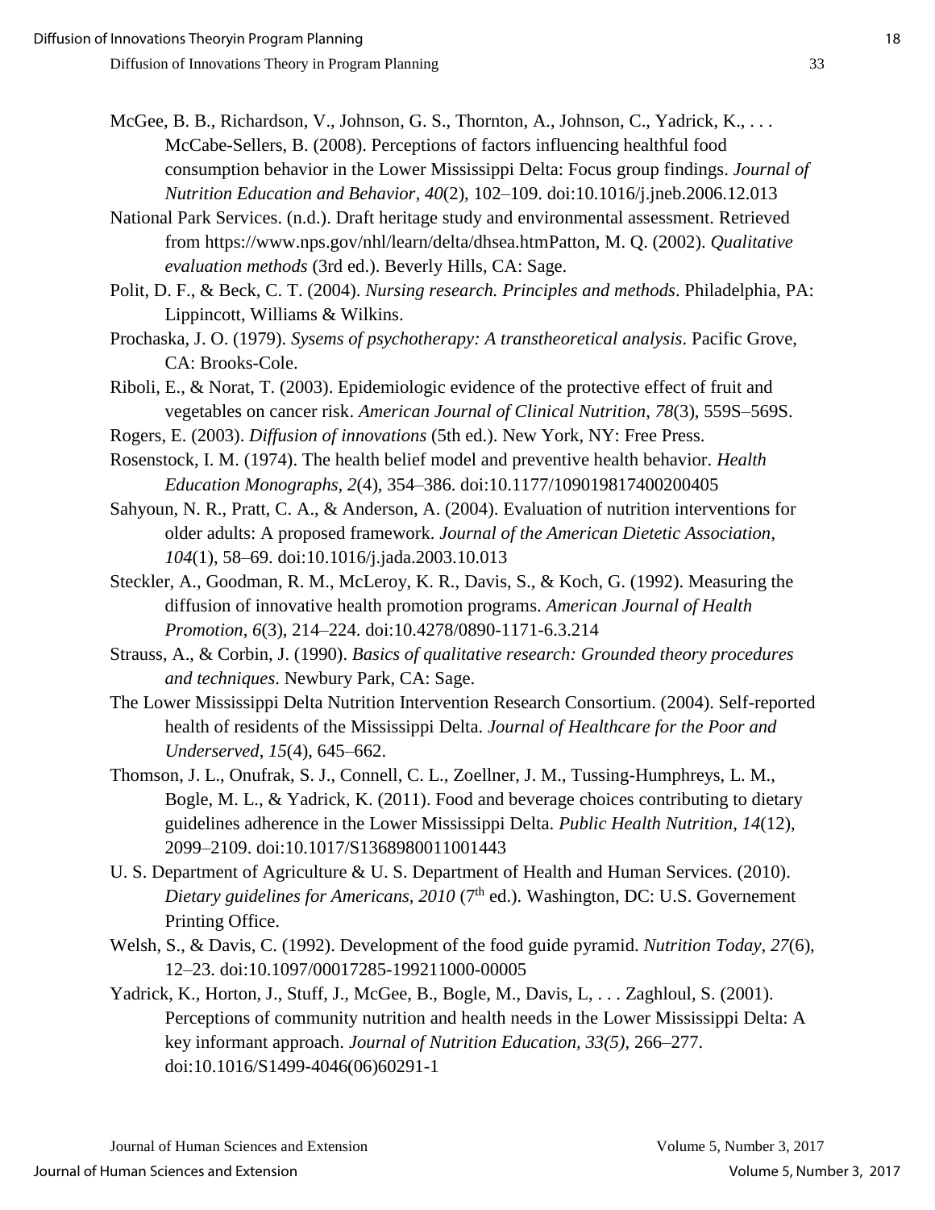McGee, B. B., Richardson, V., Johnson, G. S., Thornton, A., Johnson, C., Yadrick, K., . . . McCabe-Sellers, B. (2008). Perceptions of factors influencing healthful food consumption behavior in the Lower Mississippi Delta: Focus group findings. *Journal of Nutrition Education and Behavior*, *40*(2), 102–109. doi:10.1016/j.jneb.2006.12.013

National Park Services. (n.d.). Draft heritage study and environmental assessment. Retrieved from https://www.nps.gov/nhl/learn/delta/dhsea.htmPatton, M. Q. (2002). *Qualitative evaluation methods* (3rd ed.). Beverly Hills, CA: Sage.

Polit, D. F., & Beck, C. T. (2004). *Nursing research. Principles and methods*. Philadelphia, PA: Lippincott, Williams & Wilkins.

Prochaska, J. O. (1979). *Sysems of psychotherapy: A transtheoretical analysis*. Pacific Grove, CA: Brooks-Cole.

Riboli, E., & Norat, T. (2003). Epidemiologic evidence of the protective effect of fruit and vegetables on cancer risk. *American Journal of Clinical Nutrition*, *78*(3), 559S–569S.

Rogers, E. (2003). *Diffusion of innovations* (5th ed.). New York, NY: Free Press.

Rosenstock, I. M. (1974). The health belief model and preventive health behavior. *Health Education Monographs*, *2*(4), 354–386. doi:10.1177/109019817400200405

Sahyoun, N. R., Pratt, C. A., & Anderson, A. (2004). Evaluation of nutrition interventions for older adults: A proposed framework. *Journal of the American Dietetic Association*, *104*(1), 58–69. doi:10.1016/j.jada.2003.10.013

Steckler, A., Goodman, R. M., McLeroy, K. R., Davis, S., & Koch, G. (1992). Measuring the diffusion of innovative health promotion programs. *American Journal of Health Promotion*, *6*(3), 214–224. doi:10.4278/0890-1171-6.3.214

Strauss, A., & Corbin, J. (1990). *Basics of qualitative research: Grounded theory procedures and techniques*. Newbury Park, CA: Sage.

The Lower Mississippi Delta Nutrition Intervention Research Consortium. (2004). Self-reported health of residents of the Mississippi Delta. *Journal of Healthcare for the Poor and Underserved*, *15*(4), 645–662.

Thomson, J. L., Onufrak, S. J., Connell, C. L., Zoellner, J. M., Tussing-Humphreys, L. M., Bogle, M. L., & Yadrick, K. (2011). Food and beverage choices contributing to dietary guidelines adherence in the Lower Mississippi Delta. *Public Health Nutrition*, *14*(12), 2099–2109. doi:10.1017/S1368980011001443

U. S. Department of Agriculture & U. S. Department of Health and Human Services. (2010). *Dietary guidelines for Americans, 2010* (7th ed.). Washington, DC: U.S. Governement Printing Office.

Welsh, S., & Davis, C. (1992). Development of the food guide pyramid. *Nutrition Today*, *27*(6), 12–23. doi:10.1097/00017285-199211000-00005

Yadrick, K., Horton, J., Stuff, J., McGee, B., Bogle, M., Davis, L, . . . Zaghloul, S. (2001). Perceptions of community nutrition and health needs in the Lower Mississippi Delta: A key informant approach. *Journal of Nutrition Education, 33(5),* 266–277. doi:10.1016/S1499-4046(06)60291-1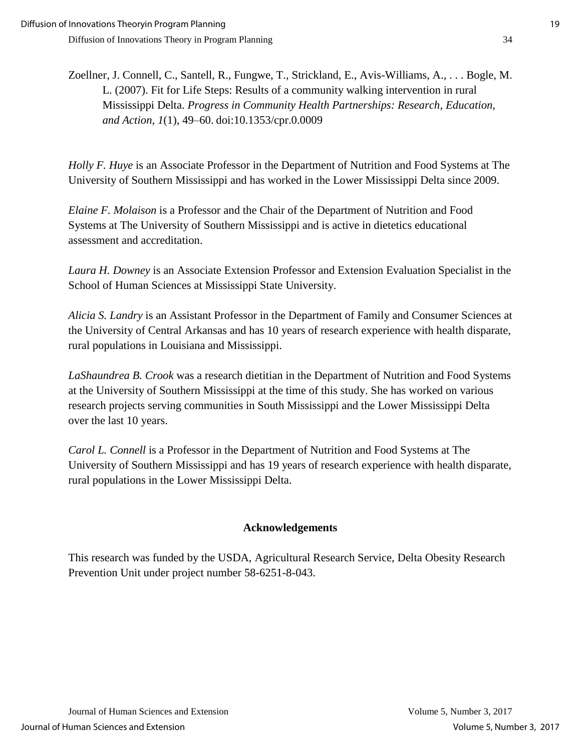Zoellner, J. Connell, C., Santell, R., Fungwe, T., Strickland, E., Avis-Williams, A., . . . Bogle, M. L. (2007). Fit for Life Steps: Results of a community walking intervention in rural Mississippi Delta. *Progress in Community Health Partnerships: Research, Education, and Action, 1*(1), 49–60. doi:10.1353/cpr.0.0009

*Holly F. Huye* is an Associate Professor in the Department of Nutrition and Food Systems at The University of Southern Mississippi and has worked in the Lower Mississippi Delta since 2009.

*Elaine F. Molaison* is a Professor and the Chair of the Department of Nutrition and Food Systems at The University of Southern Mississippi and is active in dietetics educational assessment and accreditation.

*Laura H. Downey* is an Associate Extension Professor and Extension Evaluation Specialist in the School of Human Sciences at Mississippi State University.

*Alicia S. Landry* is an Assistant Professor in the Department of Family and Consumer Sciences at the University of Central Arkansas and has 10 years of research experience with health disparate, rural populations in Louisiana and Mississippi.

*LaShaundrea B. Crook* was a research dietitian in the Department of Nutrition and Food Systems at the University of Southern Mississippi at the time of this study. She has worked on various research projects serving communities in South Mississippi and the Lower Mississippi Delta over the last 10 years.

*Carol L. Connell* is a Professor in the Department of Nutrition and Food Systems at The University of Southern Mississippi and has 19 years of research experience with health disparate, rural populations in the Lower Mississippi Delta.

## Acknowledgements

This research was funded by the USDA, Agricultural Research Service, Delta Obesity Research Prevention Unit under project number 58-6251-8-043.